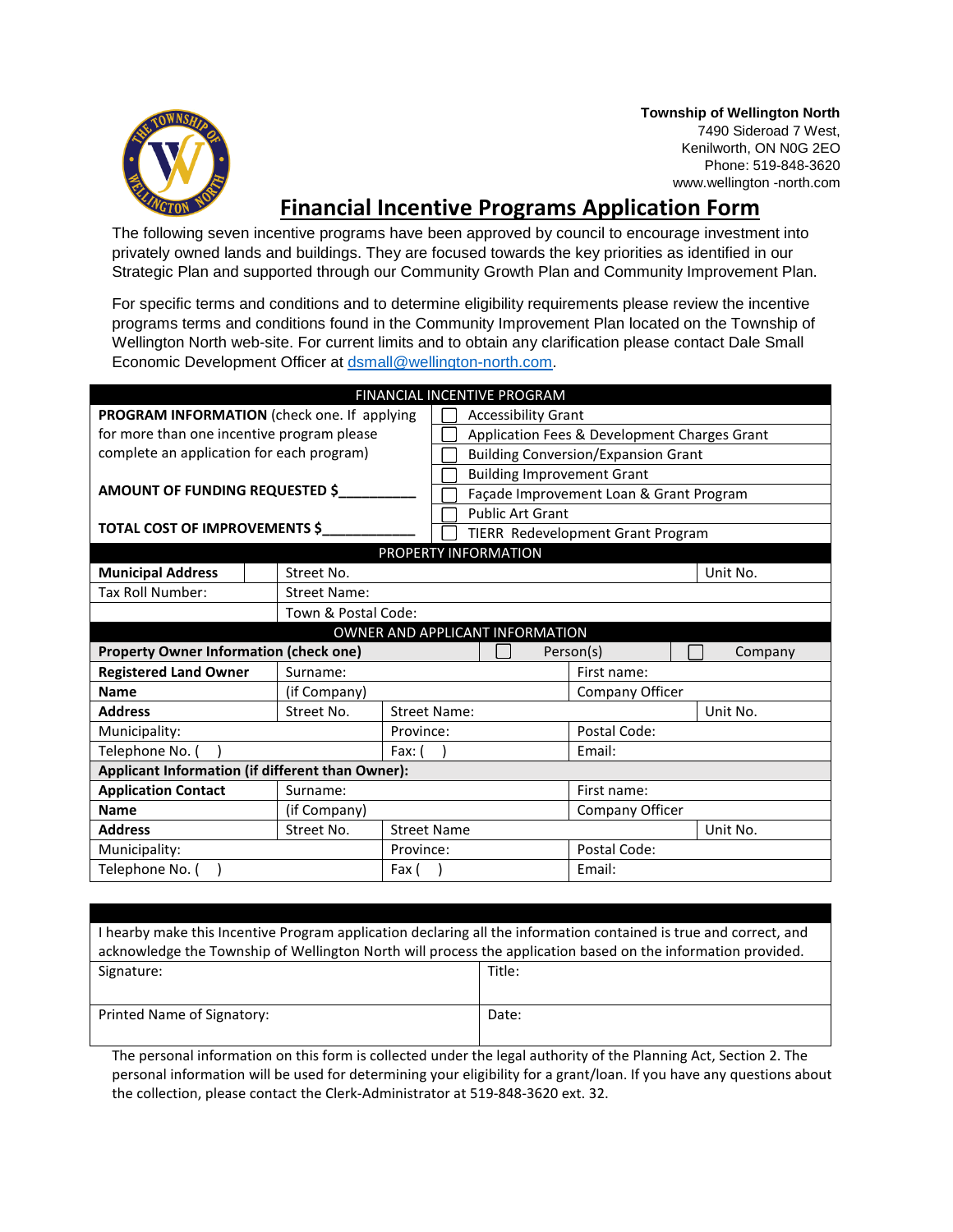**Township of Wellington North**
7490 Sideroad 7 West,
Kenilworth, ON N0G 2EO
Phone: 519-848-3620
www.wellington -north.com

# Financial Incentive Programs Application Form

The following seven incentive programs have been approved by council to encourage investment into privately owned lands and buildings. They are focused towards the key priorities as identified in our Strategic Plan and supported through our Community Growth Plan and Community Improvement Plan.

For specific terms and conditions and to determine eligibility requirements please review the incentive programs terms and conditions found in the Community Improvement Plan located on the Township of Wellington North web-site. For current limits and to obtain any clarification please contact Dale Small Economic Development Officer at dsmall@wellington-north.com.

| FINANCIAL INCENTIVE PROGRAM | |
|---|---|
| **PROGRAM INFORMATION** (check one. If applying for more than one incentive program please complete an application for each program) | ☐ Accessibility Grant |
| | ☐ Application Fees & Development Charges Grant |
| | ☐ Building Conversion/Expansion Grant |
| **AMOUNT OF FUNDING REQUESTED $\_\_\_\_\_\_\_\_\_\_** | ☐ Building Improvement Grant |
| | ☐ Façade Improvement Loan & Grant Program |
| | ☐ Public Art Grant |
| **TOTAL COST OF IMPROVEMENTS $\_\_\_\_\_\_\_\_\_\_\_\_** | ☐ TIERR Redevelopment Grant Program |

| PROPERTY INFORMATION | | | |
|---|---|---|---|
| **Municipal Address** | | Street No. | Unit No. |
| Tax Roll Number: | | Street Name: | |
| | | Town & Postal Code: | |

| OWNER AND APPLICANT INFORMATION | | | | |
|---|---|---|---|---|
| **Property Owner Information (check one)** | | ☐ Person(s) | | ☐ Company |
| **Registered Land Owner** | Surname: | | First name: | |
| **Name** | (if Company) | | Company Officer | |
| **Address** | Street No. | Street Name: | | Unit No. |
| Municipality: | | Province: | Postal Code: | |
| Telephone No. (   ) | | Fax: (   ) | Email: | |
| **Applicant Information (if different than Owner):** | | | | |
| **Application Contact** | Surname: | | First name: | |
| **Name** | (if Company) | | Company Officer | |
| **Address** | Street No. | Street Name | | Unit No. |
| Municipality: | | Province: | Postal Code: | |
| Telephone No. (   ) | | Fax (   ) | Email: | |

| | |
|---|---|
| I hearby make this Incentive Program application declaring all the information contained is true and correct, and acknowledge the Township of Wellington North will process the application based on the information provided. | |
| Signature: | Title: |
| Printed Name of Signatory: | Date: |

The personal information on this form is collected under the legal authority of the Planning Act, Section 2. The personal information will be used for determining your eligibility for a grant/loan. If you have any questions about the collection, please contact the Clerk-Administrator at 519-848-3620 ext. 32.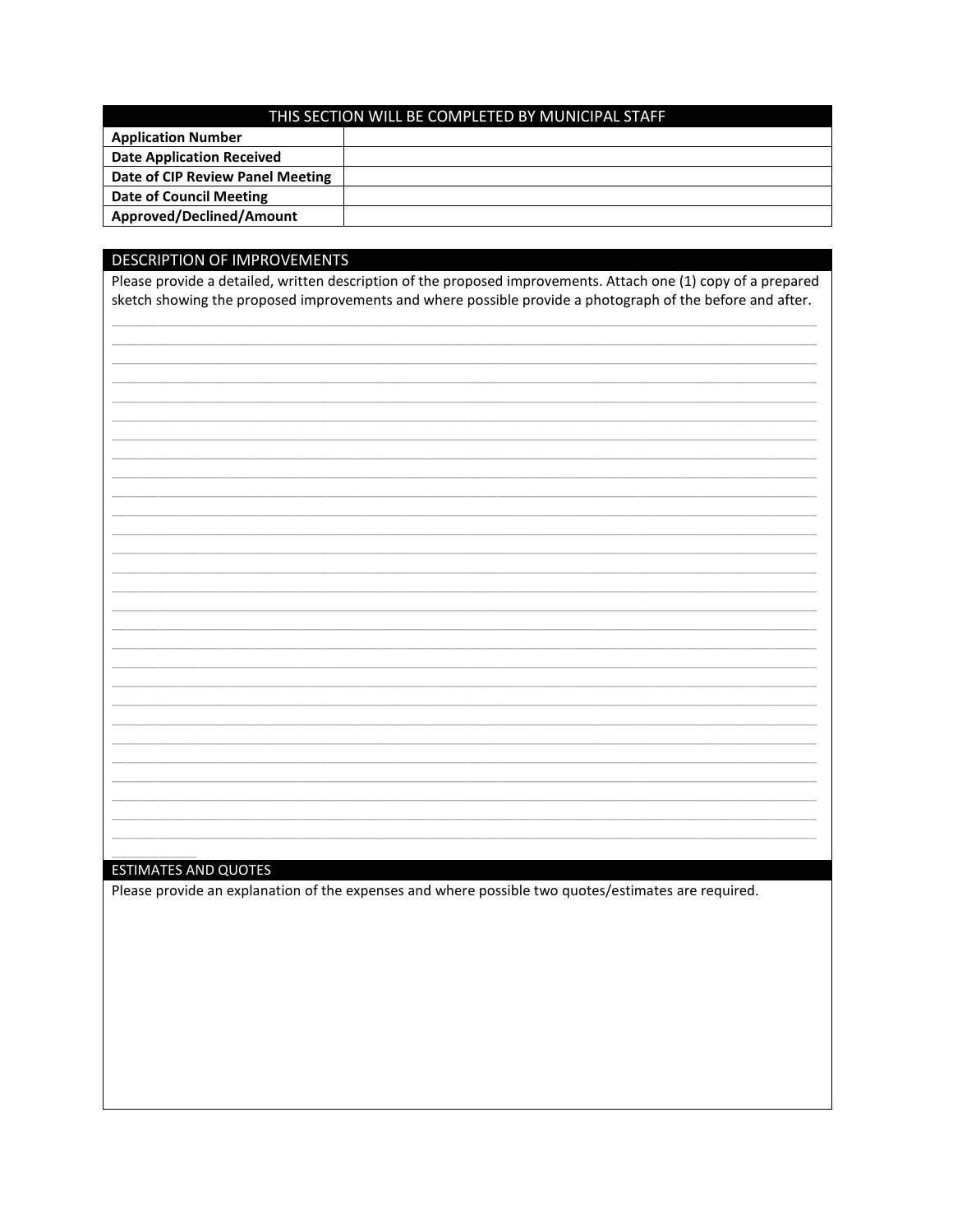| THIS SECTION WILL BE COMPLETED BY MUNICIPAL STAFF | |
|---|---|
| **Application Number** | |
| **Date Application Received** | |
| **Date of CIP Review Panel Meeting** | |
| **Date of Council Meeting** | |
| **Approved/Declined/Amount** | |

## DESCRIPTION OF IMPROVEMENTS

Please provide a detailed, written description of the proposed improvements. Attach one (1) copy of a prepared sketch showing the proposed improvements and where possible provide a photograph of the before and after.

______________________________________________________________________________________________

______________________________________________________________________________________________

______________________________________________________________________________________________

______________________________________________________________________________________________

______________________________________________________________________________________________

______________________________________________________________________________________________

______________________________________________________________________________________________

______________________________________________________________________________________________

______________________________________________________________________________________________

______________________________________________________________________________________________

______________________________________________________________________________________________

______________________________________________________________________________________________

______________________________________________________________________________________________

______________________________________________________________________________________________

______________________________________________________________________________________________

______________________________________________________________________________________________

______________________________________________________________________________________________

______________________________________________________________________________________________

______________________________________________________________________________________________

______________________________________________________________________________________________

______________________________________________________________________________________________

______________________________________________________________________________________________

______________________________________________________________________________________________

______________________________________________________________________________________________

______________________________________________________________________________________________

______________________________________________________________________________________________

______________________________________________________________________________________________

## ESTIMATES AND QUOTES

Please provide an explanation of the expenses and where possible two quotes/estimates are required.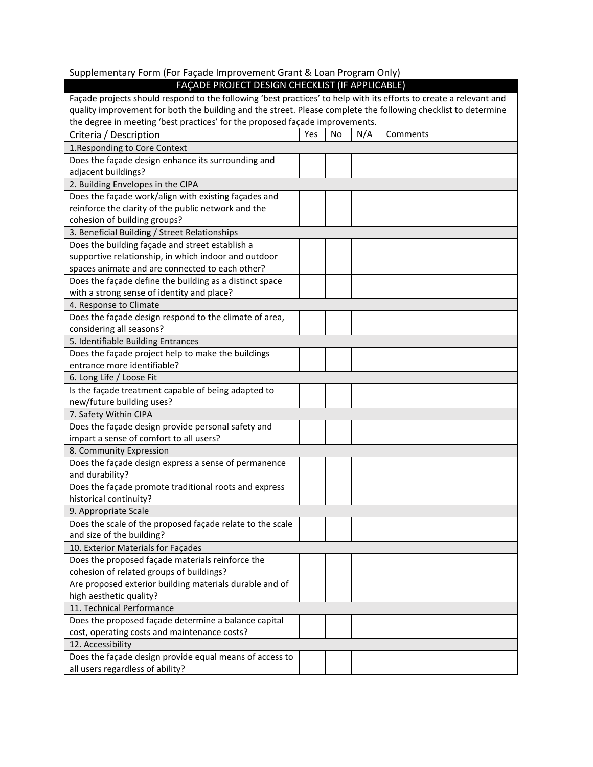Supplementary Form (For Façade Improvement Grant & Loan Program Only)

## FAÇADE PROJECT DESIGN CHECKLIST (IF APPLICABLE)

Façade projects should respond to the following 'best practices' to help with its efforts to create a relevant and quality improvement for both the building and the street. Please complete the following checklist to determine the degree in meeting 'best practices' for the proposed façade improvements.

| Criteria / Description | Yes | No | N/A | Comments |
|---|---|---|---|---|
| **1.Responding to Core Context** | | | | |
| Does the façade design enhance its surrounding and adjacent buildings? | | | | |
| **2. Building Envelopes in the CIPA** | | | | |
| Does the façade work/align with existing façades and reinforce the clarity of the public network and the cohesion of building groups? | | | | |
| **3. Beneficial Building / Street Relationships** | | | | |
| Does the building façade and street establish a supportive relationship, in which indoor and outdoor spaces animate and are connected to each other? | | | | |
| Does the façade define the building as a distinct space with a strong sense of identity and place? | | | | |
| **4. Response to Climate** | | | | |
| Does the façade design respond to the climate of area, considering all seasons? | | | | |
| **5. Identifiable Building Entrances** | | | | |
| Does the façade project help to make the buildings entrance more identifiable? | | | | |
| **6. Long Life / Loose Fit** | | | | |
| Is the façade treatment capable of being adapted to new/future building uses? | | | | |
| **7. Safety Within CIPA** | | | | |
| Does the façade design provide personal safety and impart a sense of comfort to all users? | | | | |
| **8. Community Expression** | | | | |
| Does the façade design express a sense of permanence and durability? | | | | |
| Does the façade promote traditional roots and express historical continuity? | | | | |
| **9. Appropriate Scale** | | | | |
| Does the scale of the proposed façade relate to the scale and size of the building? | | | | |
| **10. Exterior Materials for Façades** | | | | |
| Does the proposed façade materials reinforce the cohesion of related groups of buildings? | | | | |
| Are proposed exterior building materials durable and of high aesthetic quality? | | | | |
| **11. Technical Performance** | | | | |
| Does the proposed façade determine a balance capital cost, operating costs and maintenance costs? | | | | |
| **12. Accessibility** | | | | |
| Does the façade design provide equal means of access to all users regardless of ability? | | | | |